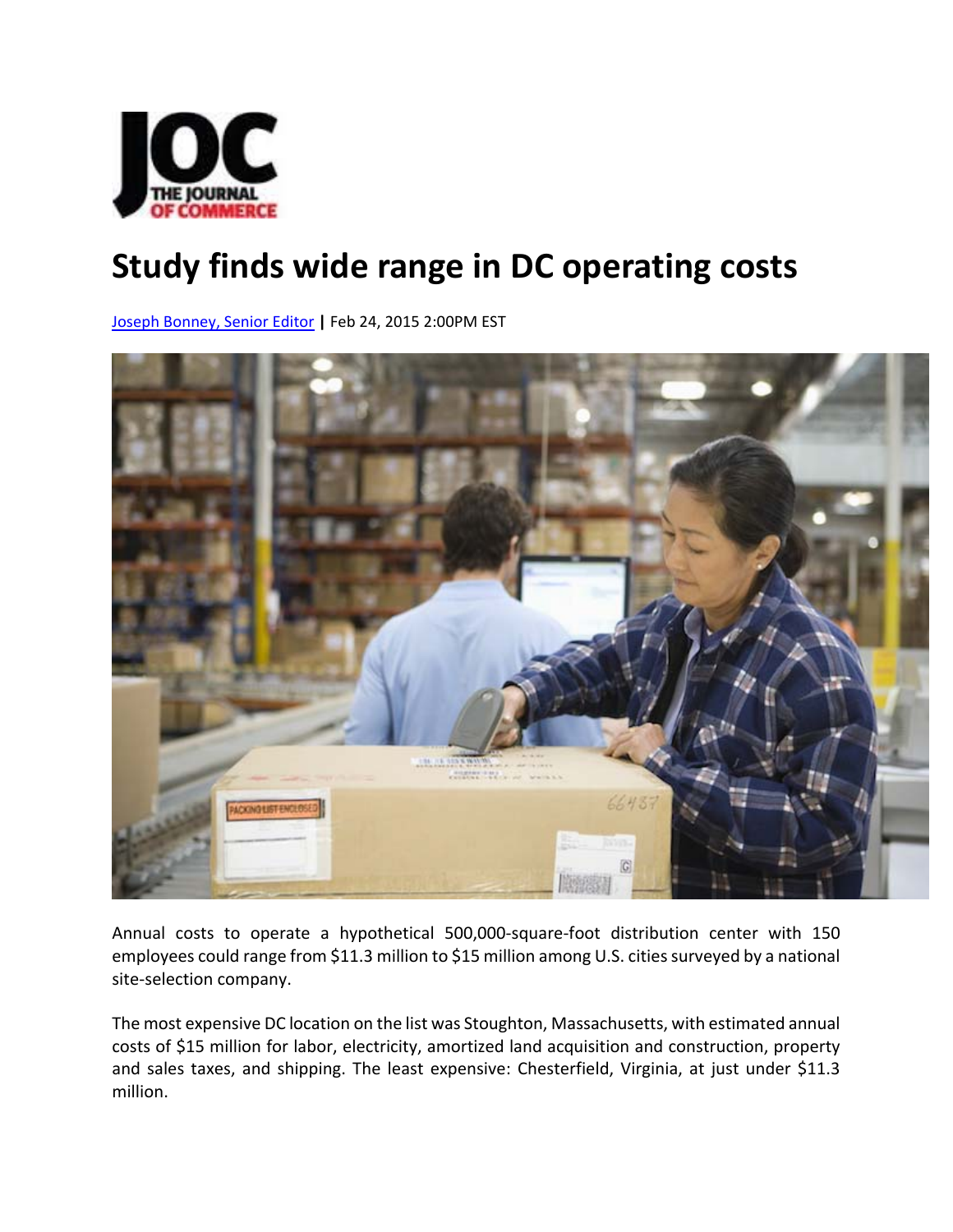# Study finds wide range in DC operating costs

[Joseph Bonney, Senior Editor](#) | Feb 24, 2015 2:00PM EST

Annual costs to operate a hypothetical 500,000-square-foot distribution center with 150 employees could range from $11.3 million to $15 million among U.S. cities surveyed by a national site-selection company.

The most expensive DC location on the list was Stoughton, Massachusetts, with estimated annual costs of $15 million for labor, electricity, amortized land acquisition and construction, property and sales taxes, and shipping. The least expensive: Chesterfield, Virginia, at just under $11.3 million.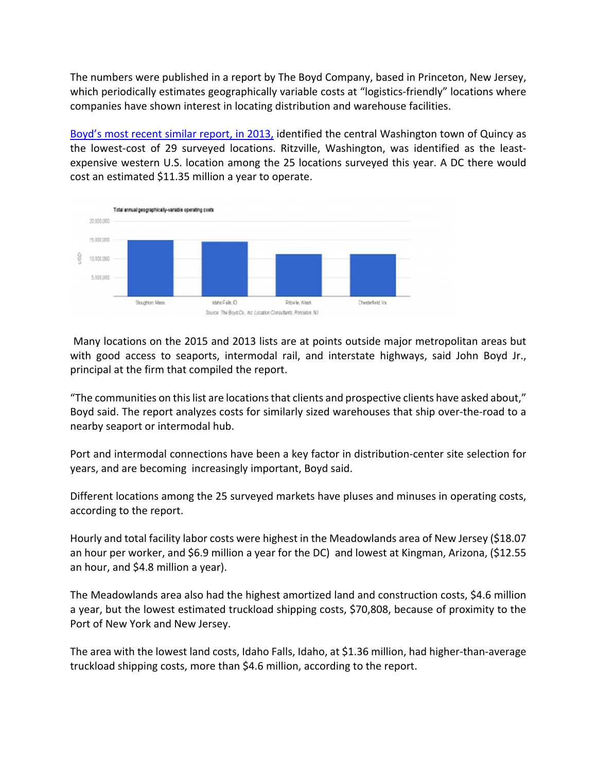The numbers were published in a report by The Boyd Company, based in Princeton, New Jersey, which periodically estimates geographically variable costs at "logistics-friendly" locations where companies have shown interest in locating distribution and warehouse facilities.

[Boyd's most recent similar report, in 2013,](#) identified the central Washington town of Quincy as the lowest-cost of 29 surveyed locations. Ritzville, Washington, was identified as the least-expensive western U.S. location among the 25 locations surveyed this year. A DC there would cost an estimated $11.35 million a year to operate.

Total annual geographically-variable operating costs

Source: The Boyd Co., Inc. Location Consultants, Princeton, NJ

Many locations on the 2015 and 2013 lists are at points outside major metropolitan areas but with good access to seaports, intermodal rail, and interstate highways, said John Boyd Jr., principal at the firm that compiled the report.

"The communities on this list are locations that clients and prospective clients have asked about," Boyd said. The report analyzes costs for similarly sized warehouses that ship over-the-road to a nearby seaport or intermodal hub.

Port and intermodal connections have been a key factor in distribution-center site selection for years, and are becoming increasingly important, Boyd said.

Different locations among the 25 surveyed markets have pluses and minuses in operating costs, according to the report.

Hourly and total facility labor costs were highest in the Meadowlands area of New Jersey ($18.07 an hour per worker, and $6.9 million a year for the DC) and lowest at Kingman, Arizona, ($12.55 an hour, and $4.8 million a year).

The Meadowlands area also had the highest amortized land and construction costs, $4.6 million a year, but the lowest estimated truckload shipping costs, $70,808, because of proximity to the Port of New York and New Jersey.

The area with the lowest land costs, Idaho Falls, Idaho, at $1.36 million, had higher-than-average truckload shipping costs, more than $4.6 million, according to the report.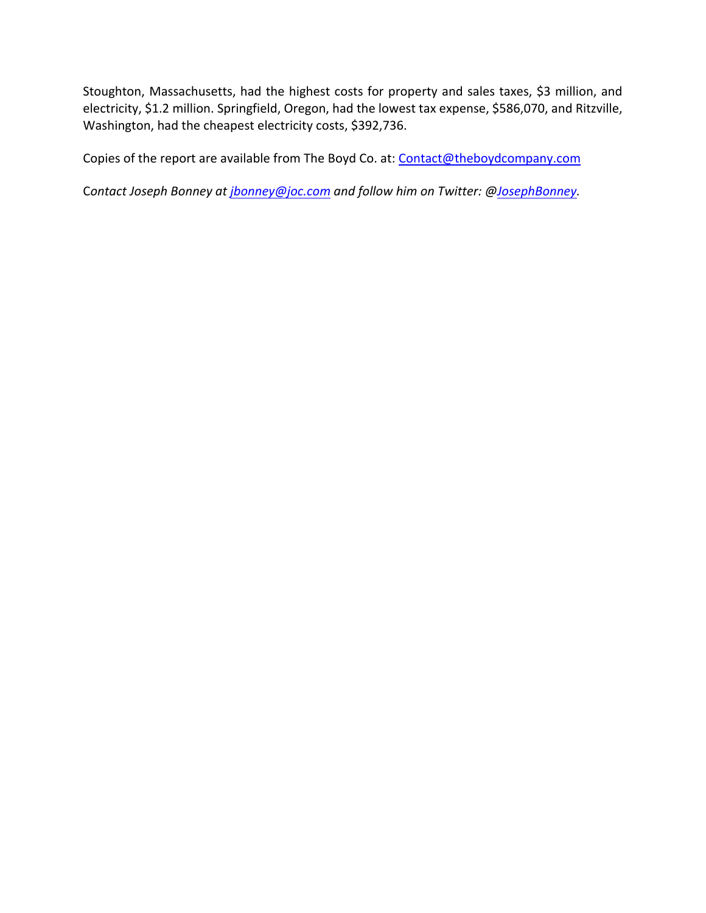Stoughton, Massachusetts, had the highest costs for property and sales taxes, $3 million, and electricity, $1.2 million. Springfield, Oregon, had the lowest tax expense, $586,070, and Ritzville, Washington, had the cheapest electricity costs, $392,736.

Copies of the report are available from The Boyd Co. at: Contact@theboydcompany.com

*Contact Joseph Bonney at jbonney@joc.com and follow him on Twitter: @JosephBonney.*